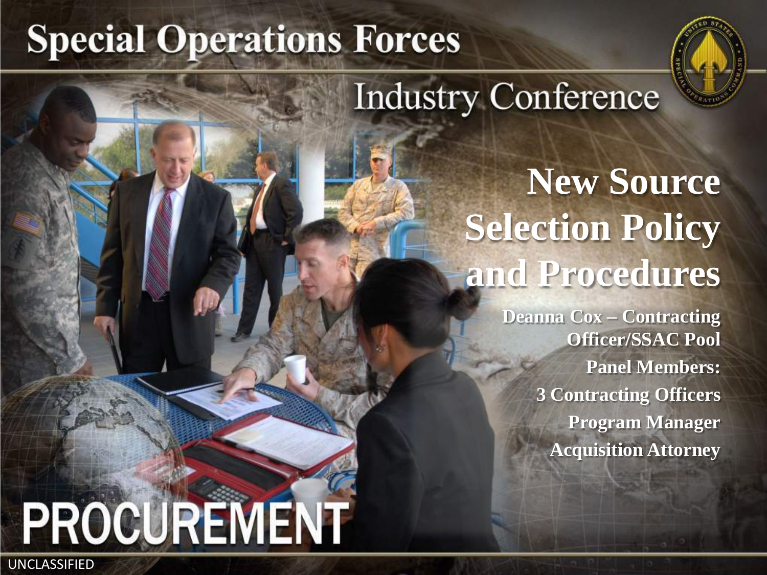# Special Operations Forces

## Industry Conference

# New Source Selection Policy and Procedures

**Deanna Cox – Contracting Officer/SSAC Pool**

**Panel Members:**

**3 Contracting Officers**

**Program Manager**

**Acquisition Attorney**

PROCUREMENT

UNCLASSIFIED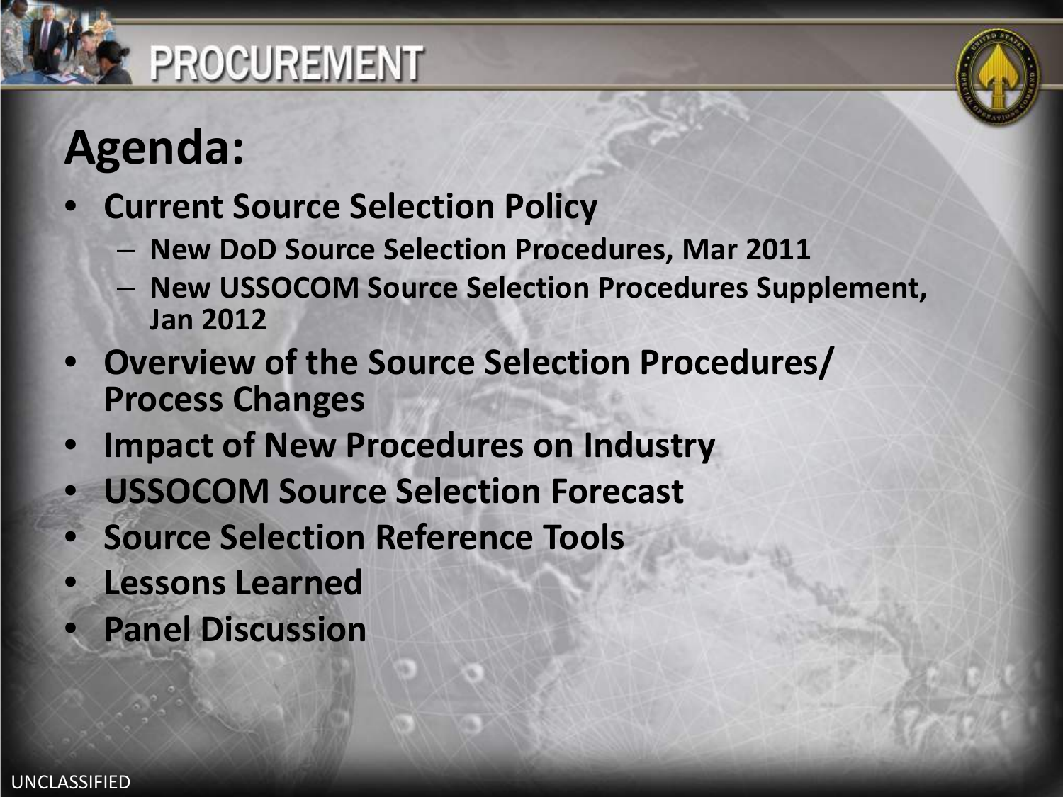# PROCUREMENT

## Agenda:

- **Current Source Selection Policy**
  - **New DoD Source Selection Procedures, Mar 2011**
  - **New USSOCOM Source Selection Procedures Supplement, Jan 2012**
- **Overview of the Source Selection Procedures/ Process Changes**
- **Impact of New Procedures on Industry**
- **USSOCOM Source Selection Forecast**
- **Source Selection Reference Tools**
- **Lessons Learned**
- **Panel Discussion**

UNCLASSIFIED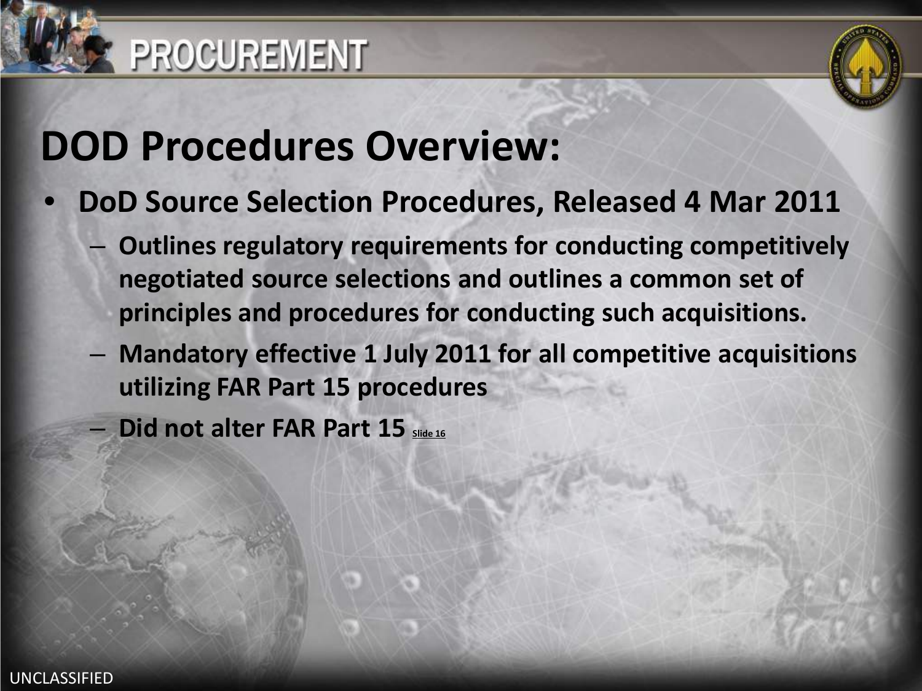# DOD Procedures Overview:

- **DoD Source Selection Procedures, Released 4 Mar 2011**
  - **Outlines regulatory requirements for conducting competitively negotiated source selections and outlines a common set of principles and procedures for conducting such acquisitions.**
  - **Mandatory effective 1 July 2011 for all competitive acquisitions utilizing FAR Part 15 procedures**
  - **Did not alter FAR Part 15** Slide 16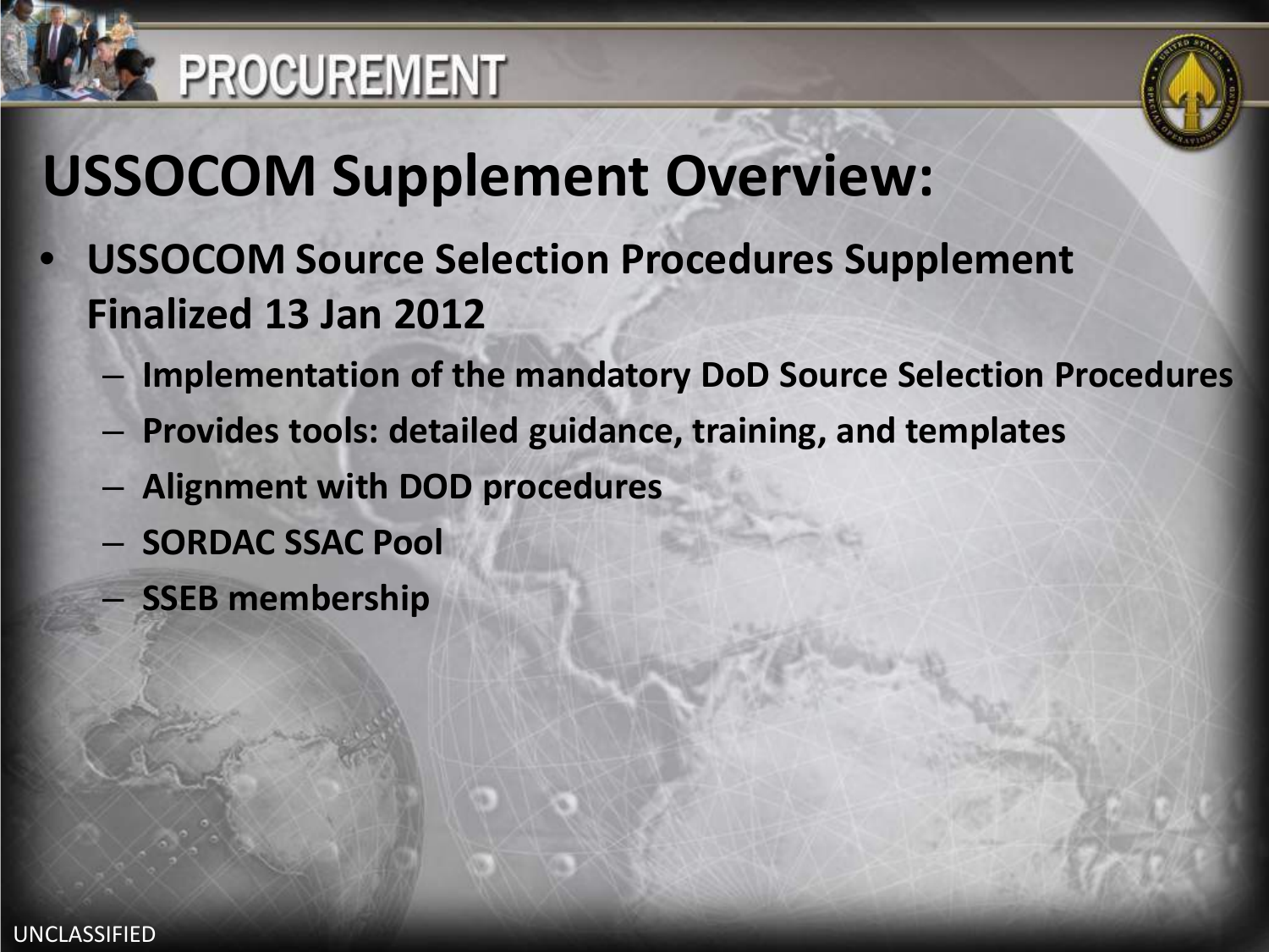# USSOCOM Supplement Overview:

- **USSOCOM Source Selection Procedures Supplement Finalized 13 Jan 2012**
  - **Implementation of the mandatory DoD Source Selection Procedures**
  - **Provides tools: detailed guidance, training, and templates**
  - **Alignment with DOD procedures**
  - **SORDAC SSAC Pool**
  - **SSEB membership**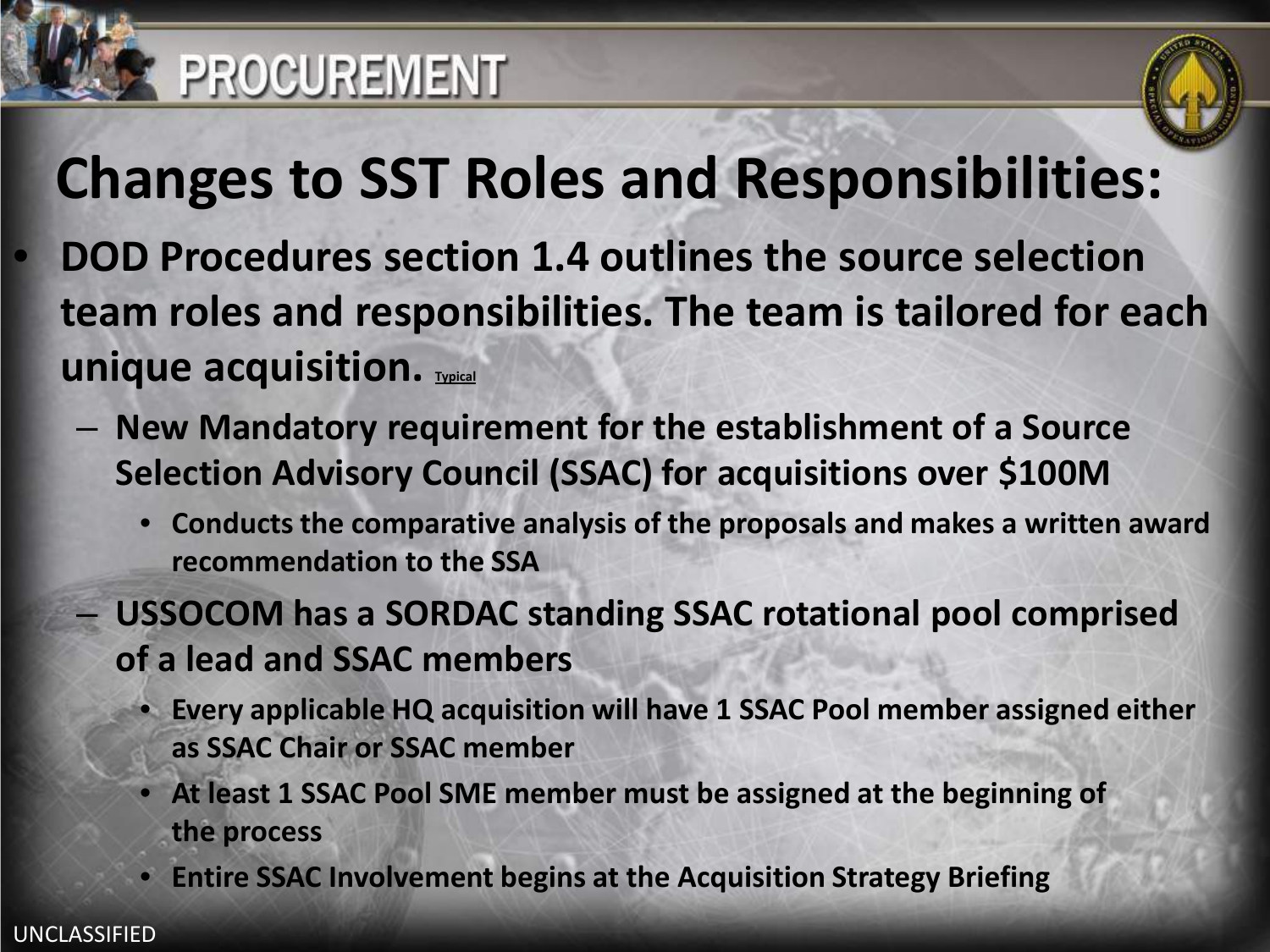# Changes to SST Roles and Responsibilities:

- **DOD Procedures section 1.4 outlines the source selection team roles and responsibilities. The team is tailored for each unique acquisition.** Typical
  - **New Mandatory requirement for the establishment of a Source Selection Advisory Council (SSAC) for acquisitions over $100M**
    - **Conducts the comparative analysis of the proposals and makes a written award recommendation to the SSA**
  - **USSOCOM has a SORDAC standing SSAC rotational pool comprised of a lead and SSAC members**
    - **Every applicable HQ acquisition will have 1 SSAC Pool member assigned either as SSAC Chair or SSAC member**
    - **At least 1 SSAC Pool SME member must be assigned at the beginning of the process**
    - **Entire SSAC Involvement begins at the Acquisition Strategy Briefing**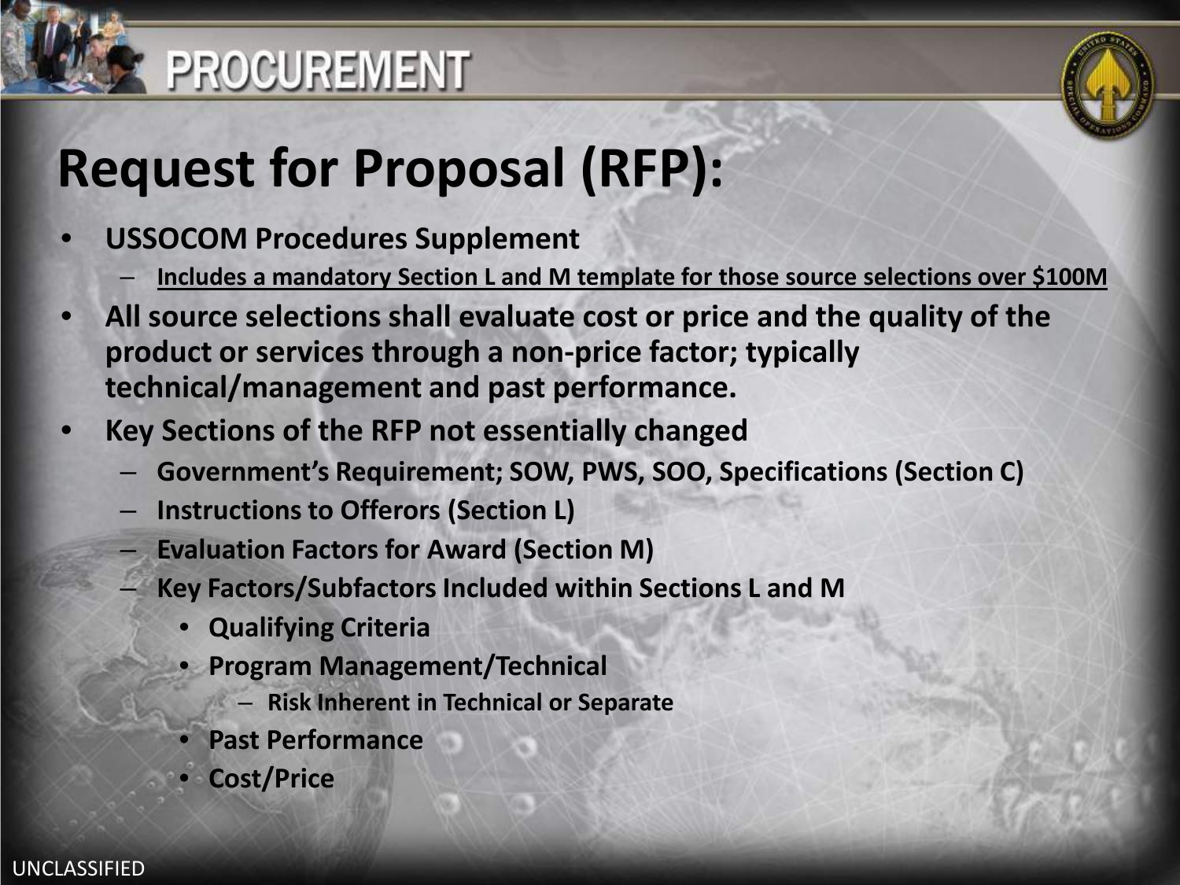# PROCUREMENT

## Request for Proposal (RFP):

- **USSOCOM Procedures Supplement**
  - **Includes a mandatory Section L and M template for those source selections over $100M**
- **All source selections shall evaluate cost or price and the quality of the product or services through a non-price factor; typically technical/management and past performance.**
- **Key Sections of the RFP not essentially changed**
  - **Government's Requirement; SOW, PWS, SOO, Specifications (Section C)**
  - **Instructions to Offerors (Section L)**
  - **Evaluation Factors for Award (Section M)**
  - **Key Factors/Subfactors Included within Sections L and M**
    - **Qualifying Criteria**
    - **Program Management/Technical**
      - **Risk Inherent in Technical or Separate**
    - **Past Performance**
    - **Cost/Price**

UNCLASSIFIED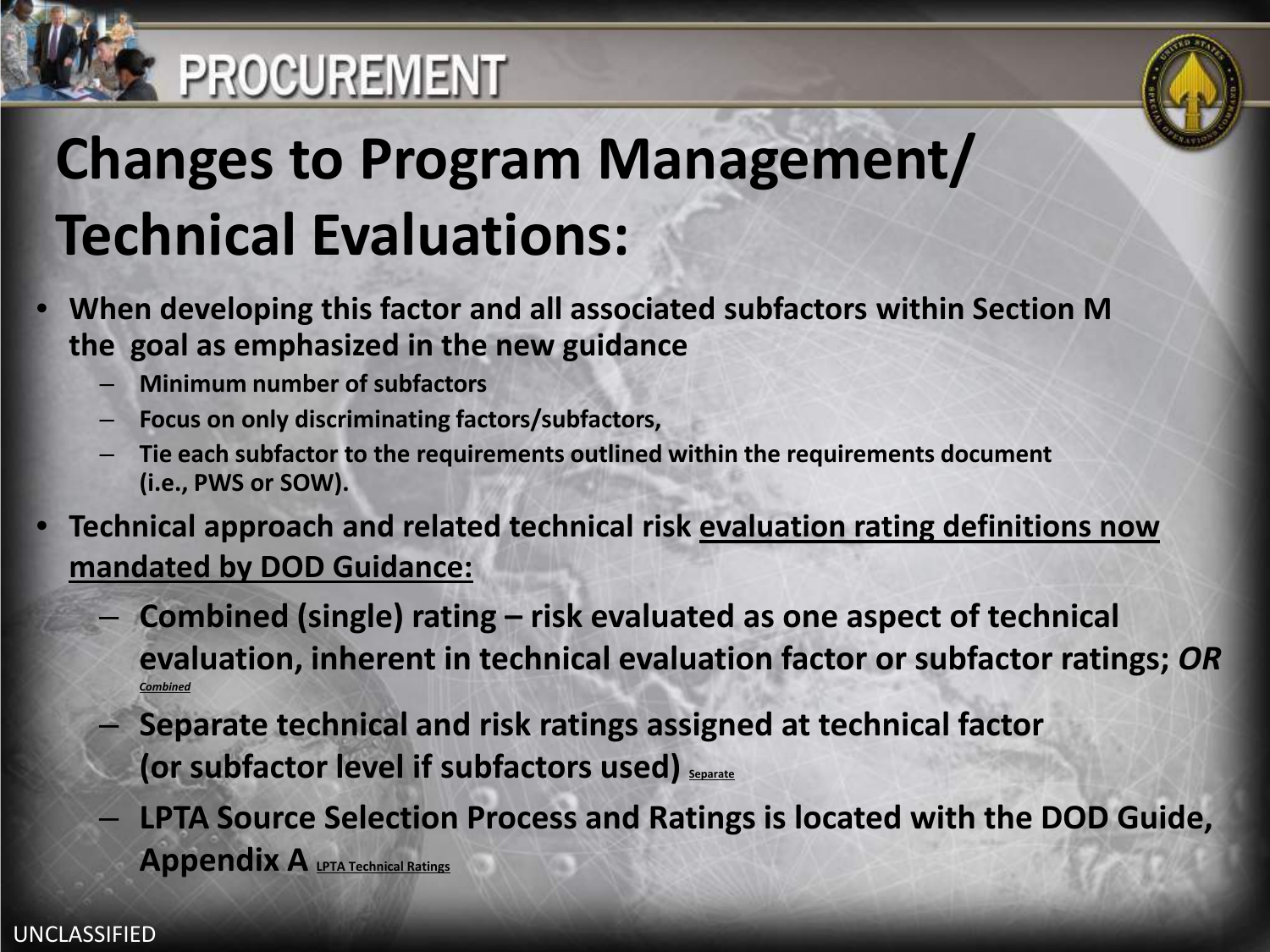# PROCUREMENT

## Changes to Program Management/ Technical Evaluations:

- **When developing this factor and all associated subfactors within Section M the goal as emphasized in the new guidance**
  - **Minimum number of subfactors**
  - **Focus on only discriminating factors/subfactors,**
  - **Tie each subfactor to the requirements outlined within the requirements document (i.e., PWS or SOW).**
- **Technical approach and related technical risk evaluation rating definitions now mandated by DOD Guidance:**
  - **Combined (single) rating – risk evaluated as one aspect of technical evaluation, inherent in technical evaluation factor or subfactor ratings; *OR*** *Combined*
  - **Separate technical and risk ratings assigned at technical factor (or subfactor level if subfactors used)** Separate
  - **LPTA Source Selection Process and Ratings is located with the DOD Guide, Appendix A** LPTA Technical Ratings

UNCLASSIFIED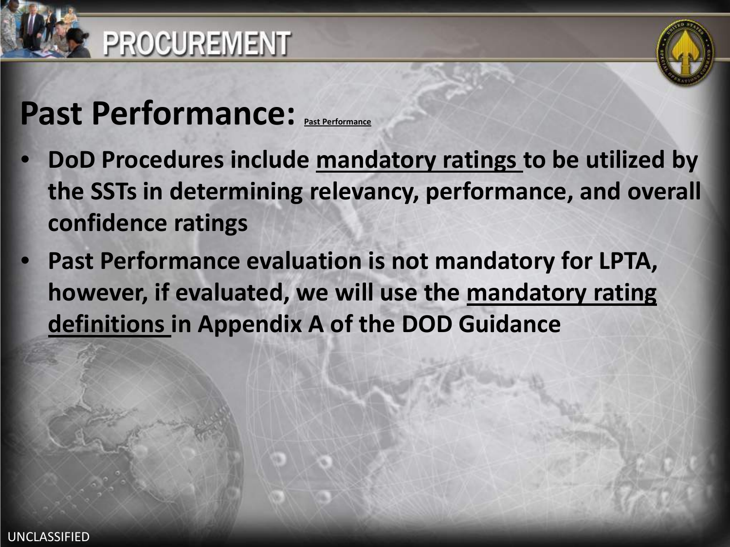# PROCUREMENT

## Past Performance: Past Performance

- **DoD Procedures include mandatory ratings to be utilized by the SSTs in determining relevancy, performance, and overall confidence ratings**
- **Past Performance evaluation is not mandatory for LPTA, however, if evaluated, we will use the mandatory rating definitions in Appendix A of the DOD Guidance**

UNCLASSIFIED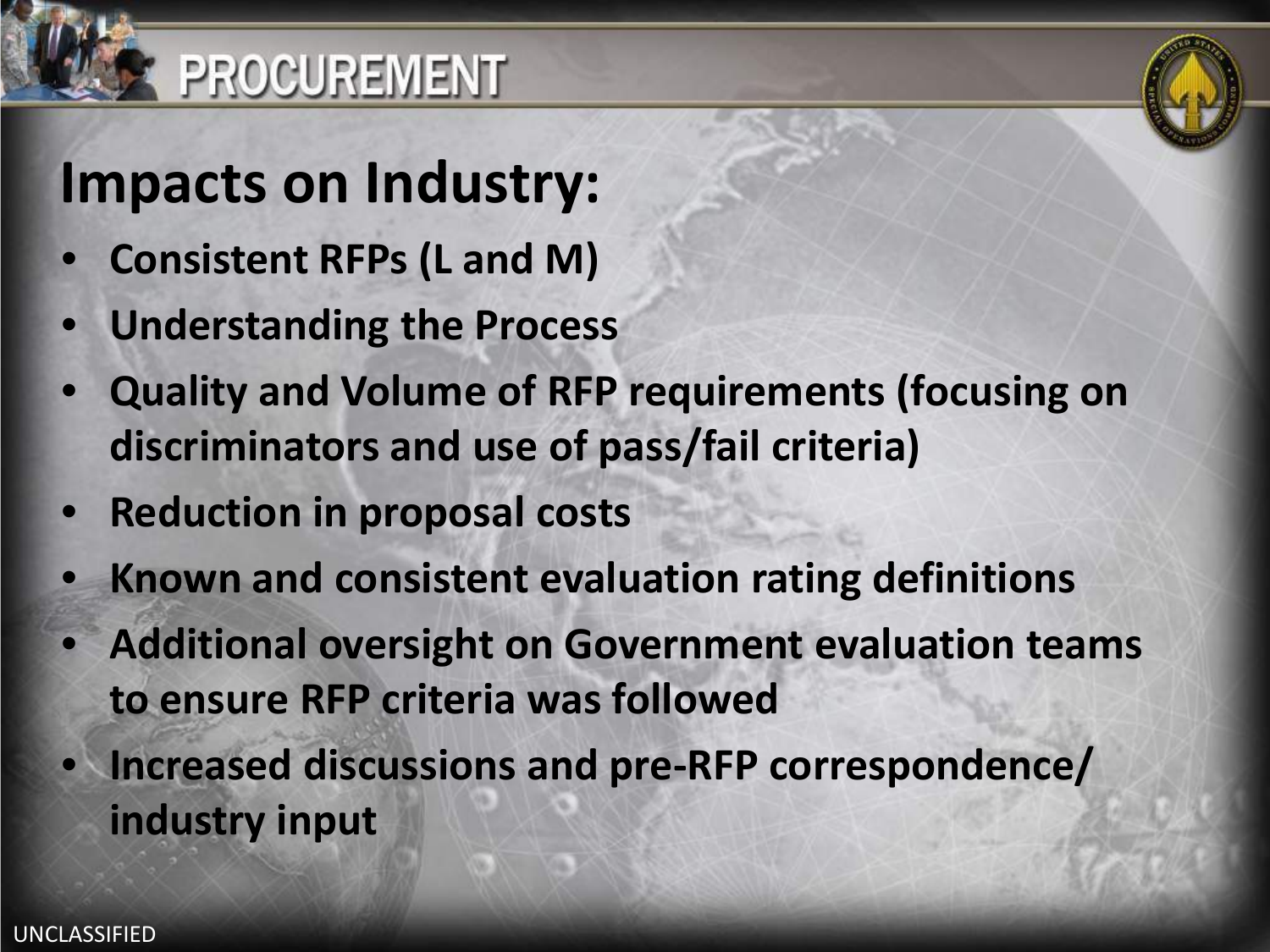# PROCUREMENT

## Impacts on Industry:

- **Consistent RFPs (L and M)**
- **Understanding the Process**
- **Quality and Volume of RFP requirements (focusing on discriminators and use of pass/fail criteria)**
- **Reduction in proposal costs**
- **Known and consistent evaluation rating definitions**
- **Additional oversight on Government evaluation teams to ensure RFP criteria was followed**
- **Increased discussions and pre-RFP correspondence/ industry input**

UNCLASSIFIED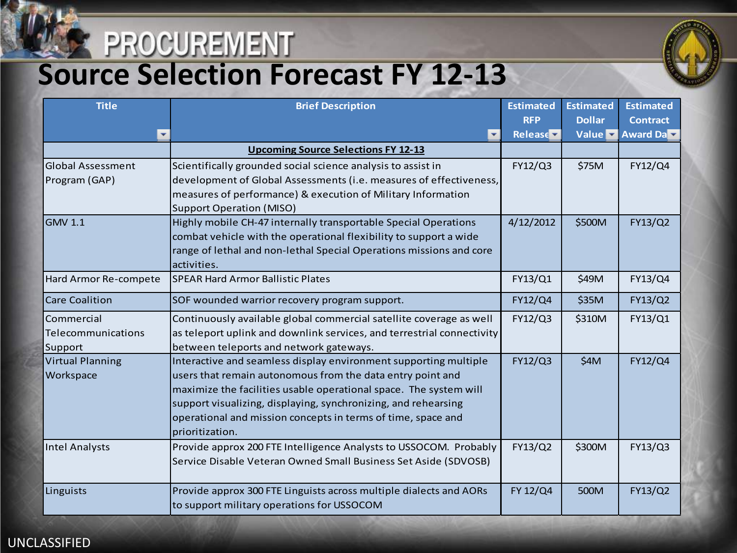# PROCUREMENT

## Source Selection Forecast FY 12-13

| Title | Brief Description | Estimated RFP Release | Estimated Dollar Value | Estimated Contract Award Da |
|---|---|---|---|---|
| | **Upcoming Source Selections FY 12-13** | | | |
| Global Assessment Program (GAP) | Scientifically grounded social science analysis to assist in development of Global Assessments (i.e. measures of effectiveness, measures of performance) & execution of Military Information Support Operation (MISO) | FY12/Q3 | $75M | FY12/Q4 |
| GMV 1.1 | Highly mobile CH-47 internally transportable Special Operations combat vehicle with the operational flexibility to support a wide range of lethal and non-lethal Special Operations missions and core activities. | 4/12/2012 | $500M | FY13/Q2 |
| Hard Armor Re-compete | SPEAR Hard Armor Ballistic Plates | FY13/Q1 | $49M | FY13/Q4 |
| Care Coalition | SOF wounded warrior recovery program support. | FY12/Q4 | $35M | FY13/Q2 |
| Commercial Telecommunications Support | Continuously available global commercial satellite coverage as well as teleport uplink and downlink services, and terrestrial connectivity between teleports and network gateways. | FY12/Q3 | $310M | FY13/Q1 |
| Virtual Planning Workspace | Interactive and seamless display environment supporting multiple users that remain autonomous from the data entry point and maximize the facilities usable operational space. The system will support visualizing, displaying, synchronizing, and rehearsing operational and mission concepts in terms of time, space and prioritization. | FY12/Q3 | $4M | FY12/Q4 |
| Intel Analysts | Provide approx 200 FTE Intelligence Analysts to USSOCOM. Probably Service Disable Veteran Owned Small Business Set Aside (SDVOSB) | FY13/Q2 | $300M | FY13/Q3 |
| Linguists | Provide approx 300 FTE Linguists across multiple dialects and AORs to support military operations for USSOCOM | FY 12/Q4 | 500M | FY13/Q2 |

UNCLASSIFIED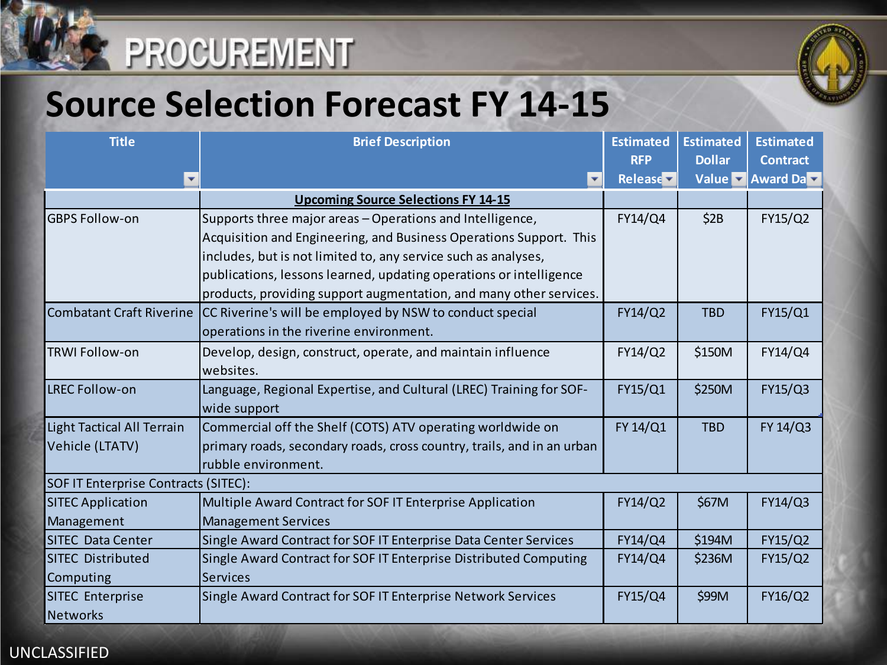# PROCUREMENT

## Source Selection Forecast FY 14-15

| Title | Brief Description | Estimated RFP Release | Estimated Dollar Value | Estimated Contract Award Date |
|---|---|---|---|---|
| | **Upcoming Source Selections FY 14-15** | | | |
| GBPS Follow-on | Supports three major areas – Operations and Intelligence, Acquisition and Engineering, and Business Operations Support. This includes, but is not limited to, any service such as analyses, publications, lessons learned, updating operations or intelligence products, providing support augmentation, and many other services. | FY14/Q4 | $2B | FY15/Q2 |
| Combatant Craft Riverine | CC Riverine's will be employed by NSW to conduct special operations in the riverine environment. | FY14/Q2 | TBD | FY15/Q1 |
| TRWI Follow-on | Develop, design, construct, operate, and maintain influence websites. | FY14/Q2 | $150M | FY14/Q4 |
| LREC Follow-on | Language, Regional Expertise, and Cultural (LREC) Training for SOF-wide support | FY15/Q1 | $250M | FY15/Q3 |
| Light Tactical All Terrain Vehicle (LTATV) | Commercial off the Shelf (COTS) ATV operating worldwide on primary roads, secondary roads, cross country, trails, and in an urban rubble environment. | FY 14/Q1 | TBD | FY 14/Q3 |
| SOF IT Enterprise Contracts (SITEC): | | | | |
| SITEC Application Management | Multiple Award Contract for SOF IT Enterprise Application Management Services | FY14/Q2 | $67M | FY14/Q3 |
| SITEC Data Center | Single Award Contract for SOF IT Enterprise Data Center Services | FY14/Q4 | $194M | FY15/Q2 |
| SITEC Distributed Computing | Single Award Contract for SOF IT Enterprise Distributed Computing Services | FY14/Q4 | $236M | FY15/Q2 |
| SITEC Enterprise Networks | Single Award Contract for SOF IT Enterprise Network Services | FY15/Q4 | $99M | FY16/Q2 |

UNCLASSIFIED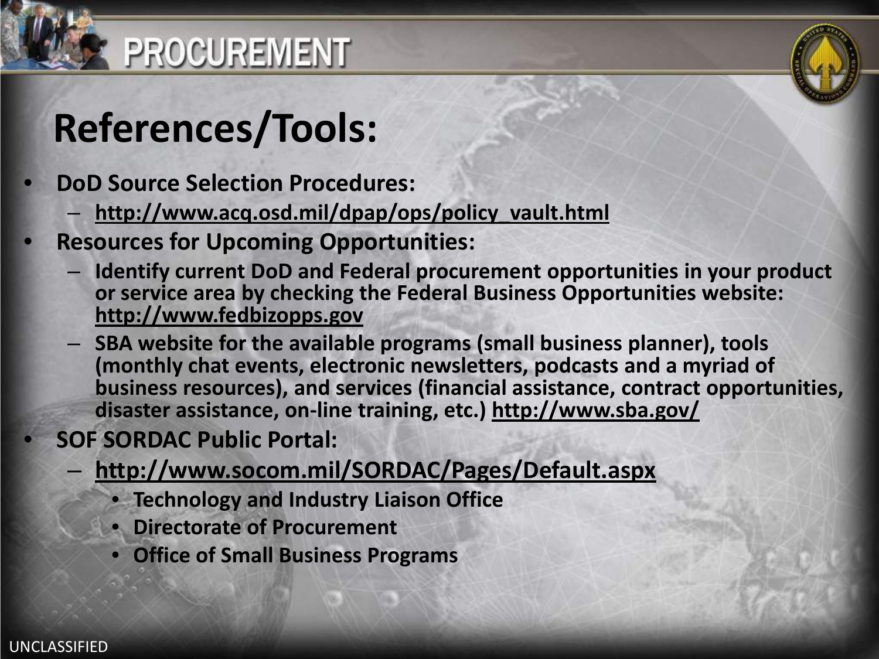# PROCUREMENT

## References/Tools:

- **DoD Source Selection Procedures:**
  - **http://www.acq.osd.mil/dpap/ops/policy_vault.html**
- **Resources for Upcoming Opportunities:**
  - **Identify current DoD and Federal procurement opportunities in your product or service area by checking the Federal Business Opportunities website: http://www.fedbizopps.gov**
  - **SBA website for the available programs (small business planner), tools (monthly chat events, electronic newsletters, podcasts and a myriad of business resources), and services (financial assistance, contract opportunities, disaster assistance, on-line training, etc.) http://www.sba.gov/**
- **SOF SORDAC Public Portal:**
  - **http://www.socom.mil/SORDAC/Pages/Default.aspx**
    - **Technology and Industry Liaison Office**
    - **Directorate of Procurement**
    - **Office of Small Business Programs**

UNCLASSIFIED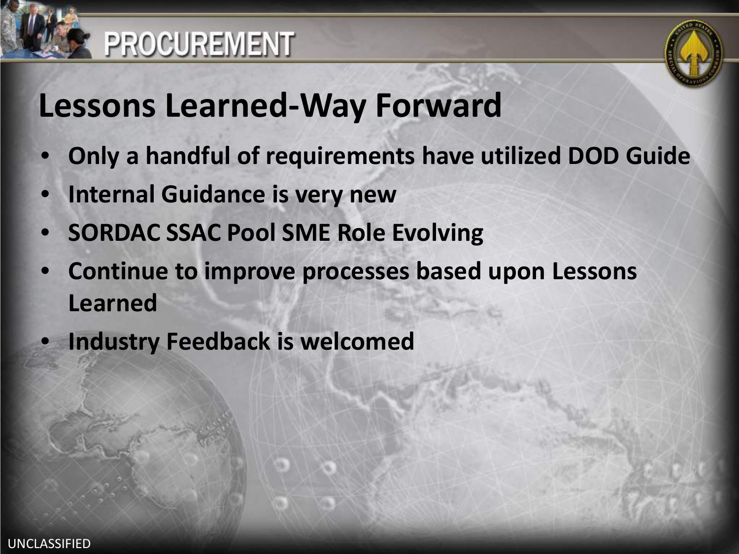# PROCUREMENT

## Lessons Learned-Way Forward

- **Only a handful of requirements have utilized DOD Guide**
- **Internal Guidance is very new**
- **SORDAC SSAC Pool SME Role Evolving**
- **Continue to improve processes based upon Lessons Learned**
- **Industry Feedback is welcomed**

UNCLASSIFIED